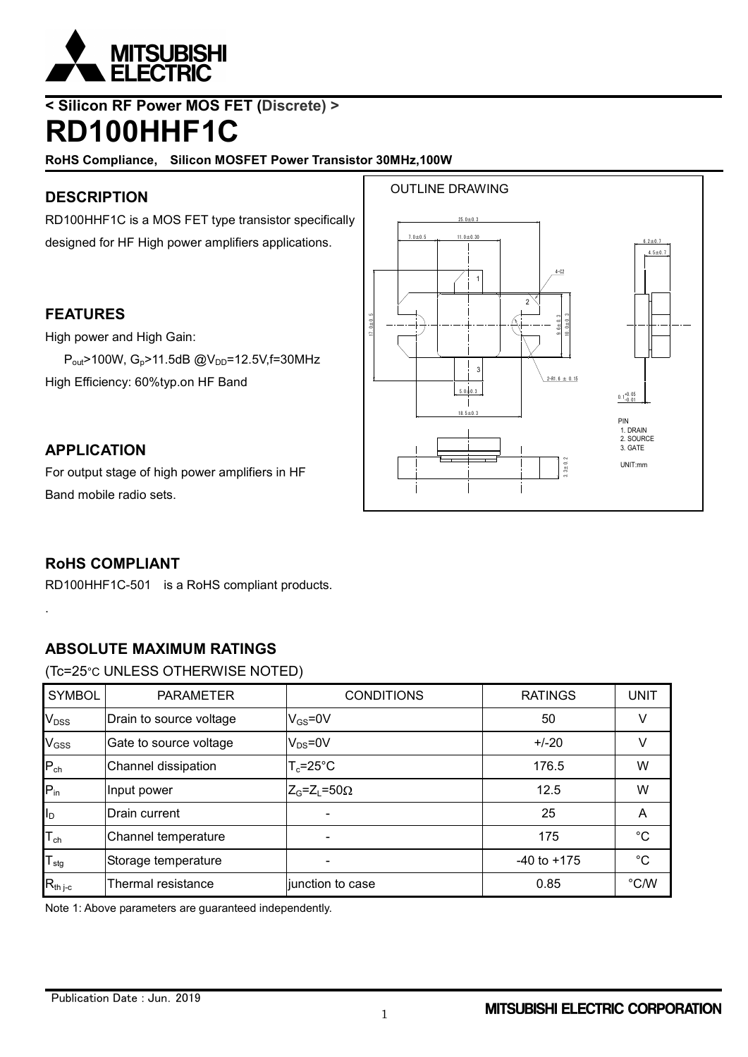< Silicon RF Power MOS FET (Discrete) >

# RD100HHF1C

**RoHS Compliance, Silicon MOSFET Power Transistor 30MHz,100W**

## DESCRIPTION

RD100HHF1C is a MOS FET type transistor specifically designed for HF High power amplifiers applications.

## FEATURES

High power and High Gain:

$P_{out}$>100W, $G_p$>11.5dB @$V_{DD}$=12.5V,f=30MHz

High Efficiency: 60%typ.on HF Band

## APPLICATION

For output stage of high power amplifiers in HF Band mobile radio sets.

OUTLINE DRAWING

PIN
1. DRAIN
2. SOURCE
3. GATE

UNIT:mm

## RoHS COMPLIANT

RD100HHF1C-501 is a RoHS compliant products.

.

## ABSOLUTE MAXIMUM RATINGS

(Tc=25°C UNLESS OTHERWISE NOTED)

| SYMBOL | PARAMETER | CONDITIONS | RATINGS | UNIT |
|---|---|---|---|---|
| $V_{DSS}$ | Drain to source voltage | $V_{GS}$=0V | 50 | V |
| $V_{GSS}$ | Gate to source voltage | $V_{DS}$=0V | +/-20 | V |
| $P_{ch}$ | Channel dissipation | $T_c$=25°C | 176.5 | W |
| $P_{in}$ | Input power | $Z_G$=$Z_L$=50Ω | 12.5 | W |
| $I_D$ | Drain current | - | 25 | A |
| $T_{ch}$ | Channel temperature | - | 175 | °C |
| $T_{stg}$ | Storage temperature | - | -40 to +175 | °C |
| $R_{th\ j-c}$ | Thermal resistance | junction to case | 0.85 | °C/W |

Note 1: Above parameters are guaranteed independently.

Publication Date : Jun. 2019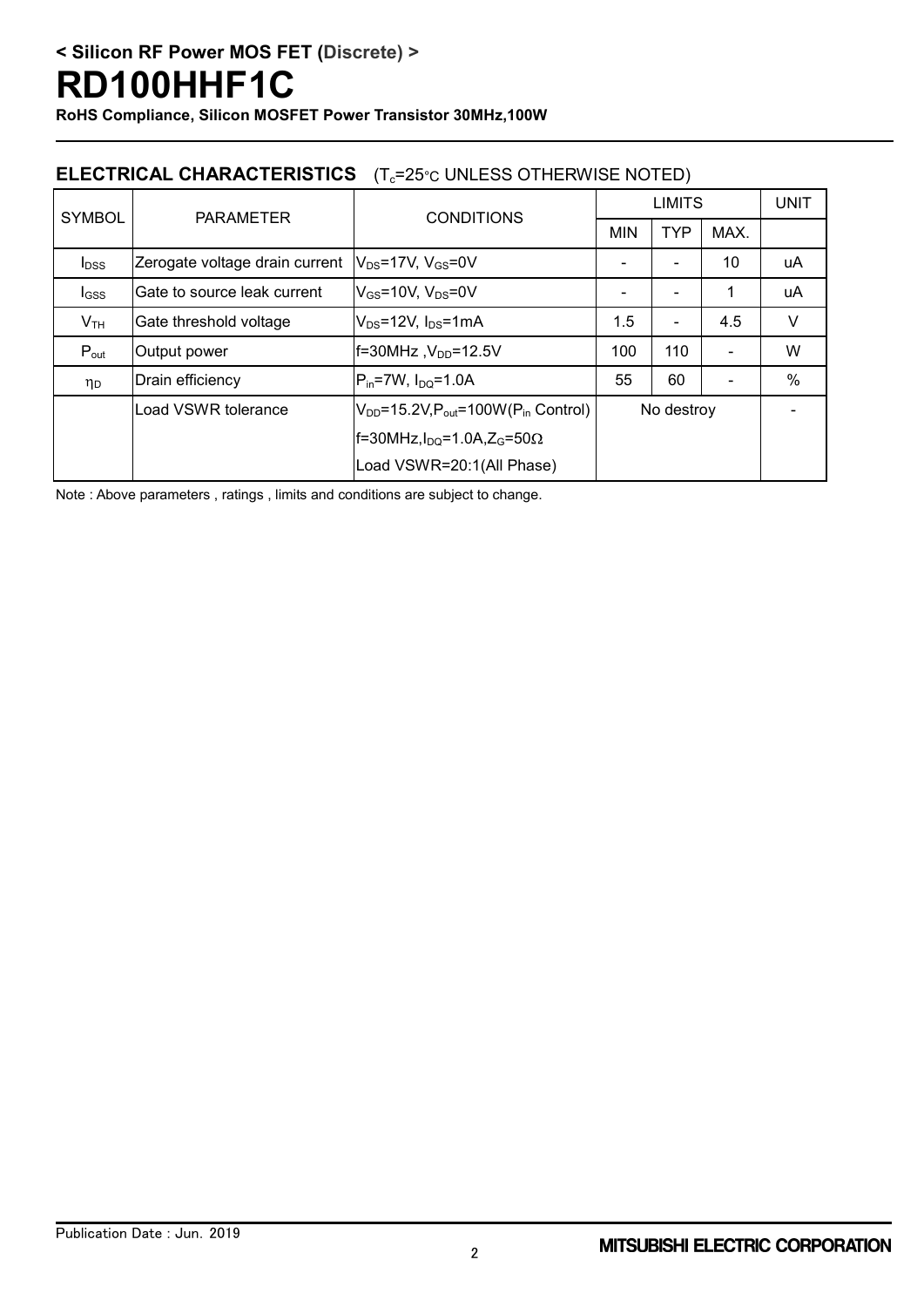# < Silicon RF Power MOS FET (Discrete) >

# RD100HHF1C

**RoHS Compliance, Silicon MOSFET Power Transistor 30MHz,100W**

## ELECTRICAL CHARACTERISTICS ($T_c$=25°C UNLESS OTHERWISE NOTED)

| SYMBOL | PARAMETER | CONDITIONS | LIMITS | | | UNIT |
|---|---|---|---|---|---|---|
| | | | MIN | TYP | MAX. | |
| $I_{DSS}$ | Zerogate voltage drain current | $V_{DS}$=17V, $V_{GS}$=0V | - | - | 10 | uA |
| $I_{GSS}$ | Gate to source leak current | $V_{GS}$=10V, $V_{DS}$=0V | - | - | 1 | uA |
| $V_{TH}$ | Gate threshold voltage | $V_{DS}$=12V, $I_{DS}$=1mA | 1.5 | - | 4.5 | V |
| $P_{out}$ | Output power | f=30MHz ,$V_{DD}$=12.5V | 100 | 110 | - | W |
| $\eta_D$ | Drain efficiency | $P_{in}$=7W, $I_{DQ}$=1.0A | 55 | 60 | - | % |
| | Load VSWR tolerance | $V_{DD}$=15.2V,$P_{out}$=100W($P_{in}$ Control) f=30MHz,$I_{DQ}$=1.0A,$Z_G$=50Ω Load VSWR=20:1(All Phase) | No destroy | | | - |

Note : Above parameters , ratings , limits and conditions are subject to change.

Publication Date : Jun. 2019

MITSUBISHI ELECTRIC CORPORATION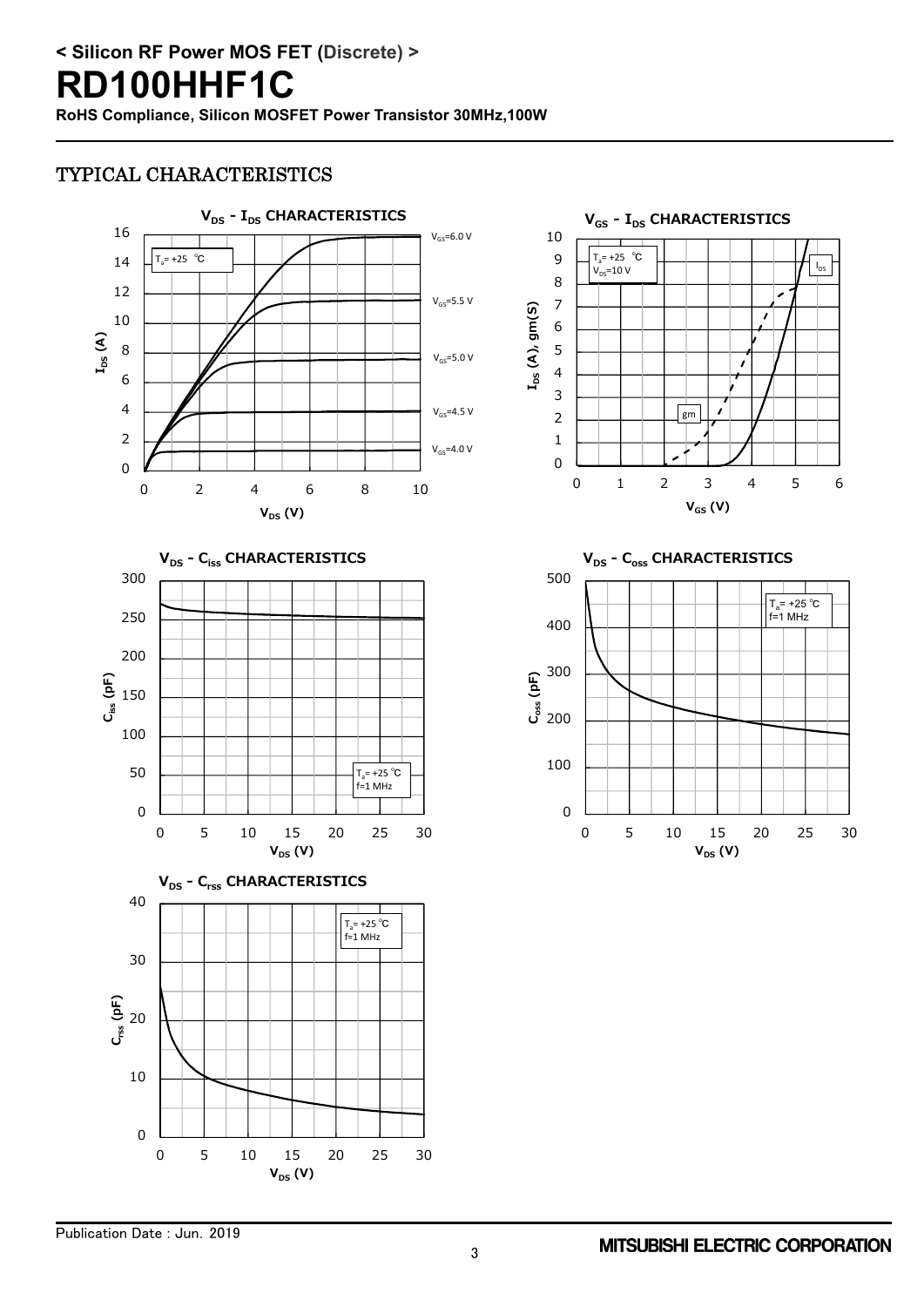## TYPICAL CHARACTERISTICS

### $V_{DS}$ - $I_{DS}$ CHARACTERISTICS

$T_a$= +25 °C

$V_{GS}$=6.0 V, $V_{GS}$=5.5 V, $V_{GS}$=5.0 V, $V_{GS}$=4.5 V, $V_{GS}$=4.0 V

$I_{DS}$ (A) vs. $V_{DS}$ (V)

### $V_{GS}$ - $I_{DS}$ CHARACTERISTICS

$T_a$= +25 °C, $V_{DS}$=10 V

$I_{DS}$, gm

$I_{DS}$ (A), gm(S) vs. $V_{GS}$ (V)

### $V_{DS}$ - $C_{iss}$ CHARACTERISTICS

$T_a$= +25 °C, f=1 MHz

$C_{iss}$ (pF) vs. $V_{DS}$ (V)

### $V_{DS}$ - $C_{oss}$ CHARACTERISTICS

$T_a$= +25 °C, f=1 MHz

$C_{oss}$ (pF) vs. $V_{DS}$ (V)

### $V_{DS}$ - $C_{rss}$ CHARACTERISTICS

$T_a$= +25 °C, f=1 MHz

$C_{rss}$ (pF) vs. $V_{DS}$ (V)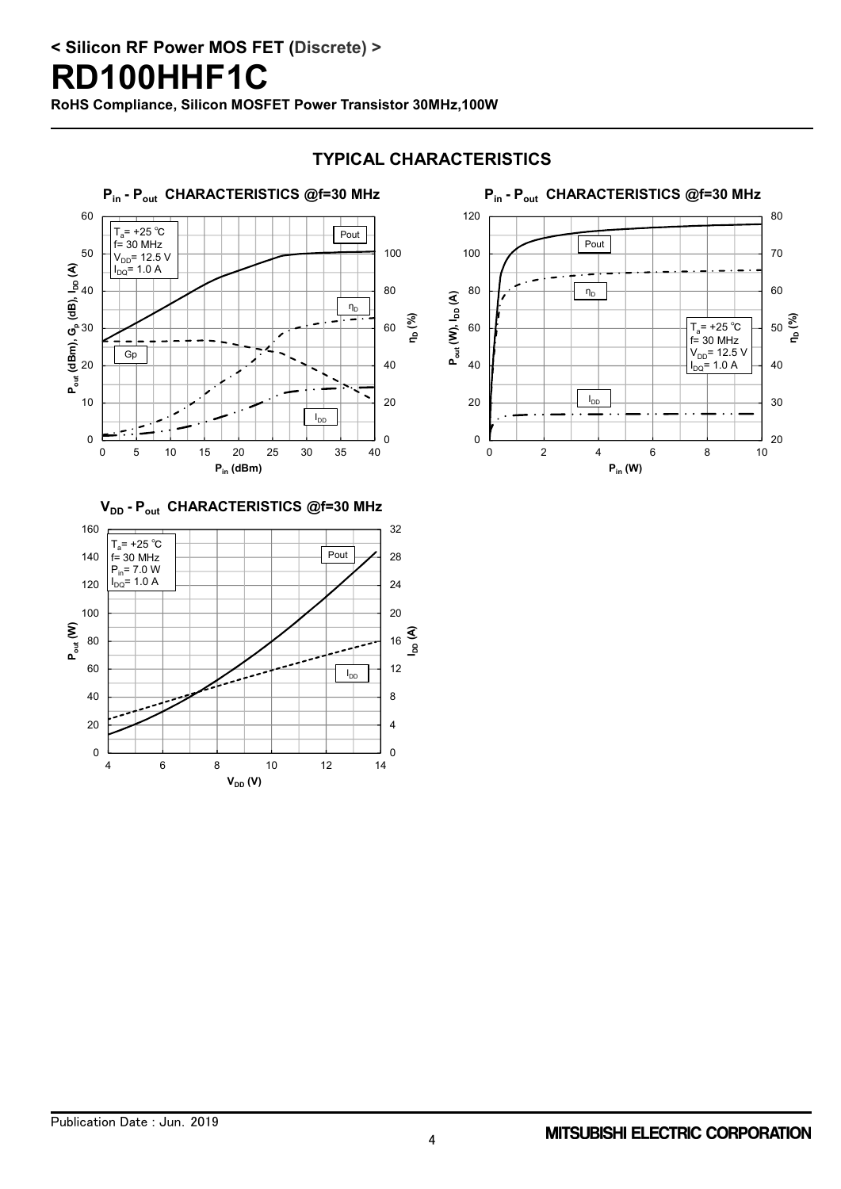# < Silicon RF Power MOS FET (Discrete) >

# RD100HHF1C

**RoHS Compliance, Silicon MOSFET Power Transistor 30MHz,100W**

## TYPICAL CHARACTERISTICS

### $P_{in}$ - $P_{out}$ CHARACTERISTICS @f=30 MHz

$T_a$= +25 ℃
f= 30 MHz
$V_{DD}$= 12.5 V
$I_{DQ}$= 1.0 A

Pout, $\eta_D$, Gp, $I_{DD}$

$P_{out}$ (dBm), $G_p$ (dB), $I_{DD}$ (A) vs. $P_{in}$ (dBm); $\eta_D$ (%)

### $P_{in}$ - $P_{out}$ CHARACTERISTICS @f=30 MHz

$T_a$= +25 ℃
f= 30 MHz
$V_{DD}$= 12.5 V
$I_{DQ}$= 1.0 A

Pout, $\eta_D$, $I_{DD}$

$P_{out}$ (W), $I_{DD}$ (A) vs. $P_{in}$ (W); $\eta_D$ (%)

### $V_{DD}$ - $P_{out}$ CHARACTERISTICS @f=30 MHz

$T_a$= +25 ℃
f= 30 MHz
$P_{in}$= 7.0 W
$I_{DQ}$= 1.0 A

Pout, $I_{DD}$

$P_{out}$ (W) vs. $V_{DD}$ (V); $I_{DD}$ (A)

Publication Date : Jun. 2019

MITSUBISHI ELECTRIC CORPORATION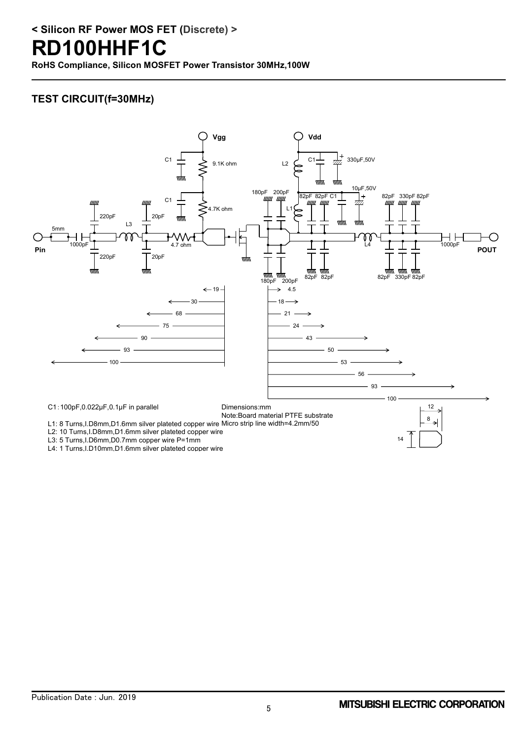< Silicon RF Power MOS FET (Discrete) >

# RD100HHF1C

**RoHS Compliance, Silicon MOSFET Power Transistor 30MHz,100W**

## TEST CIRCUIT(f=30MHz)

Vgg

Vdd

C1 9.1K ohm

L2 C1 330μF,50V

180pF 200pF

10μF,50V

C1 4.7K ohm

82pF 82pF C1

82pF 330pF 82pF

L1

220pF L3 20pF

5mm

Pin 1000pF 4.7 ohm L4 1000pF POUT

220pF 20pF

180pF 200pF 82pF 82pF 82pF 330pF 82pF

19 30 68 75 90 93 100

4.5 18 21 24 43 50 53 56 93 100

C1：100pF,0.022μF,0.1μF in parallel

Dimensions:mm
Note:Board material PTFE substrate
Micro strip line width=4.2mm/50

L1: 8 Turns,I.D8mm,D1.6mm silver plateted copper wire
L2: 10 Turns,I.D8mm,D1.6mm silver plateted copper wire
L3: 5 Turns,I.D6mm,D0.7mm copper wire P=1mm
L4: 1 Turns,I.D10mm,D1.6mm silver plateted copper wire

12 8 14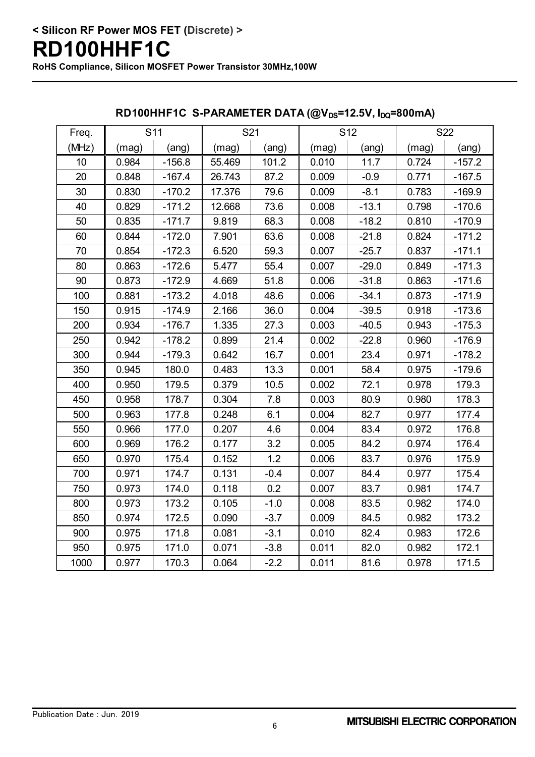**< Silicon RF Power MOS FET (Discrete) >**

# RD100HHF1C

**RoHS Compliance, Silicon MOSFET Power Transistor 30MHz,100W**

## RD100HHF1C S-PARAMETER DATA (@$V_{DS}$=12.5V, $I_{DQ}$=800mA)

| Freq. | S11 | | S21 | | S12 | | S22 | |
|---|---|---|---|---|---|---|---|---|
| (MHz) | (mag) | (ang) | (mag) | (ang) | (mag) | (ang) | (mag) | (ang) |
| 10 | 0.984 | -156.8 | 55.469 | 101.2 | 0.010 | 11.7 | 0.724 | -157.2 |
| 20 | 0.848 | -167.4 | 26.743 | 87.2 | 0.009 | -0.9 | 0.771 | -167.5 |
| 30 | 0.830 | -170.2 | 17.376 | 79.6 | 0.009 | -8.1 | 0.783 | -169.9 |
| 40 | 0.829 | -171.2 | 12.668 | 73.6 | 0.008 | -13.1 | 0.798 | -170.6 |
| 50 | 0.835 | -171.7 | 9.819 | 68.3 | 0.008 | -18.2 | 0.810 | -170.9 |
| 60 | 0.844 | -172.0 | 7.901 | 63.6 | 0.008 | -21.8 | 0.824 | -171.2 |
| 70 | 0.854 | -172.3 | 6.520 | 59.3 | 0.007 | -25.7 | 0.837 | -171.1 |
| 80 | 0.863 | -172.6 | 5.477 | 55.4 | 0.007 | -29.0 | 0.849 | -171.3 |
| 90 | 0.873 | -172.9 | 4.669 | 51.8 | 0.006 | -31.8 | 0.863 | -171.6 |
| 100 | 0.881 | -173.2 | 4.018 | 48.6 | 0.006 | -34.1 | 0.873 | -171.9 |
| 150 | 0.915 | -174.9 | 2.166 | 36.0 | 0.004 | -39.5 | 0.918 | -173.6 |
| 200 | 0.934 | -176.7 | 1.335 | 27.3 | 0.003 | -40.5 | 0.943 | -175.3 |
| 250 | 0.942 | -178.2 | 0.899 | 21.4 | 0.002 | -22.8 | 0.960 | -176.9 |
| 300 | 0.944 | -179.3 | 0.642 | 16.7 | 0.001 | 23.4 | 0.971 | -178.2 |
| 350 | 0.945 | 180.0 | 0.483 | 13.3 | 0.001 | 58.4 | 0.975 | -179.6 |
| 400 | 0.950 | 179.5 | 0.379 | 10.5 | 0.002 | 72.1 | 0.978 | 179.3 |
| 450 | 0.958 | 178.7 | 0.304 | 7.8 | 0.003 | 80.9 | 0.980 | 178.3 |
| 500 | 0.963 | 177.8 | 0.248 | 6.1 | 0.004 | 82.7 | 0.977 | 177.4 |
| 550 | 0.966 | 177.0 | 0.207 | 4.6 | 0.004 | 83.4 | 0.972 | 176.8 |
| 600 | 0.969 | 176.2 | 0.177 | 3.2 | 0.005 | 84.2 | 0.974 | 176.4 |
| 650 | 0.970 | 175.4 | 0.152 | 1.2 | 0.006 | 83.7 | 0.976 | 175.9 |
| 700 | 0.971 | 174.7 | 0.131 | -0.4 | 0.007 | 84.4 | 0.977 | 175.4 |
| 750 | 0.973 | 174.0 | 0.118 | 0.2 | 0.007 | 83.7 | 0.981 | 174.7 |
| 800 | 0.973 | 173.2 | 0.105 | -1.0 | 0.008 | 83.5 | 0.982 | 174.0 |
| 850 | 0.974 | 172.5 | 0.090 | -3.7 | 0.009 | 84.5 | 0.982 | 173.2 |
| 900 | 0.975 | 171.8 | 0.081 | -3.1 | 0.010 | 82.4 | 0.983 | 172.6 |
| 950 | 0.975 | 171.0 | 0.071 | -3.8 | 0.011 | 82.0 | 0.982 | 172.1 |
| 1000 | 0.977 | 170.3 | 0.064 | -2.2 | 0.011 | 81.6 | 0.978 | 171.5 |

Publication Date : Jun. 2019

MITSUBISHI ELECTRIC CORPORATION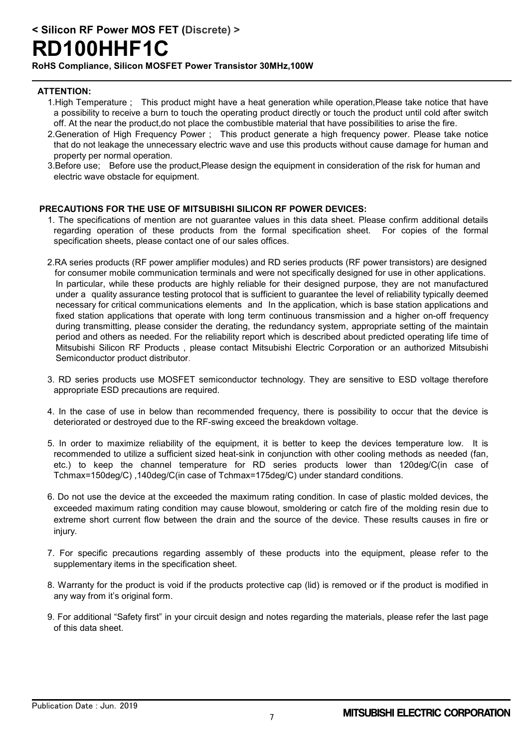**< Silicon RF Power MOS FET (Discrete) >**

# RD100HHF1C

**RoHS Compliance, Silicon MOSFET Power Transistor 30MHz,100W**

**ATTENTION:**

1.High Temperature ; This product might have a heat generation while operation,Please take notice that have a possibility to receive a burn to touch the operating product directly or touch the product until cold after switch off. At the near the product,do not place the combustible material that have possibilities to arise the fire.

2.Generation of High Frequency Power ; This product generate a high frequency power. Please take notice that do not leakage the unnecessary electric wave and use this products without cause damage for human and property per normal operation.

3.Before use; Before use the product,Please design the equipment in consideration of the risk for human and electric wave obstacle for equipment.

**PRECAUTIONS FOR THE USE OF MITSUBISHI SILICON RF POWER DEVICES:**

1. The specifications of mention are not guarantee values in this data sheet. Please confirm additional details regarding operation of these products from the formal specification sheet. For copies of the formal specification sheets, please contact one of our sales offices.

2. RA series products (RF power amplifier modules) and RD series products (RF power transistors) are designed for consumer mobile communication terminals and were not specifically designed for use in other applications. In particular, while these products are highly reliable for their designed purpose, they are not manufactured under a quality assurance testing protocol that is sufficient to guarantee the level of reliability typically deemed necessary for critical communications elements and In the application, which is base station applications and fixed station applications that operate with long term continuous transmission and a higher on-off frequency during transmitting, please consider the derating, the redundancy system, appropriate setting of the maintain period and others as needed. For the reliability report which is described about predicted operating life time of Mitsubishi Silicon RF Products , please contact Mitsubishi Electric Corporation or an authorized Mitsubishi Semiconductor product distributor.

3. RD series products use MOSFET semiconductor technology. They are sensitive to ESD voltage therefore appropriate ESD precautions are required.

4. In the case of use in below than recommended frequency, there is possibility to occur that the device is deteriorated or destroyed due to the RF-swing exceed the breakdown voltage.

5. In order to maximize reliability of the equipment, it is better to keep the devices temperature low. It is recommended to utilize a sufficient sized heat-sink in conjunction with other cooling methods as needed (fan, etc.) to keep the channel temperature for RD series products lower than 120deg/C(in case of Tchmax=150deg/C) ,140deg/C(in case of Tchmax=175deg/C) under standard conditions.

6. Do not use the device at the exceeded the maximum rating condition. In case of plastic molded devices, the exceeded maximum rating condition may cause blowout, smoldering or catch fire of the molding resin due to extreme short current flow between the drain and the source of the device. These results causes in fire or injury.

7. For specific precautions regarding assembly of these products into the equipment, please refer to the supplementary items in the specification sheet.

8. Warranty for the product is void if the products protective cap (lid) is removed or if the product is modified in any way from it's original form.

9. For additional "Safety first" in your circuit design and notes regarding the materials, please refer the last page of this data sheet.

Publication Date : Jun. 2019

MITSUBISHI ELECTRIC CORPORATION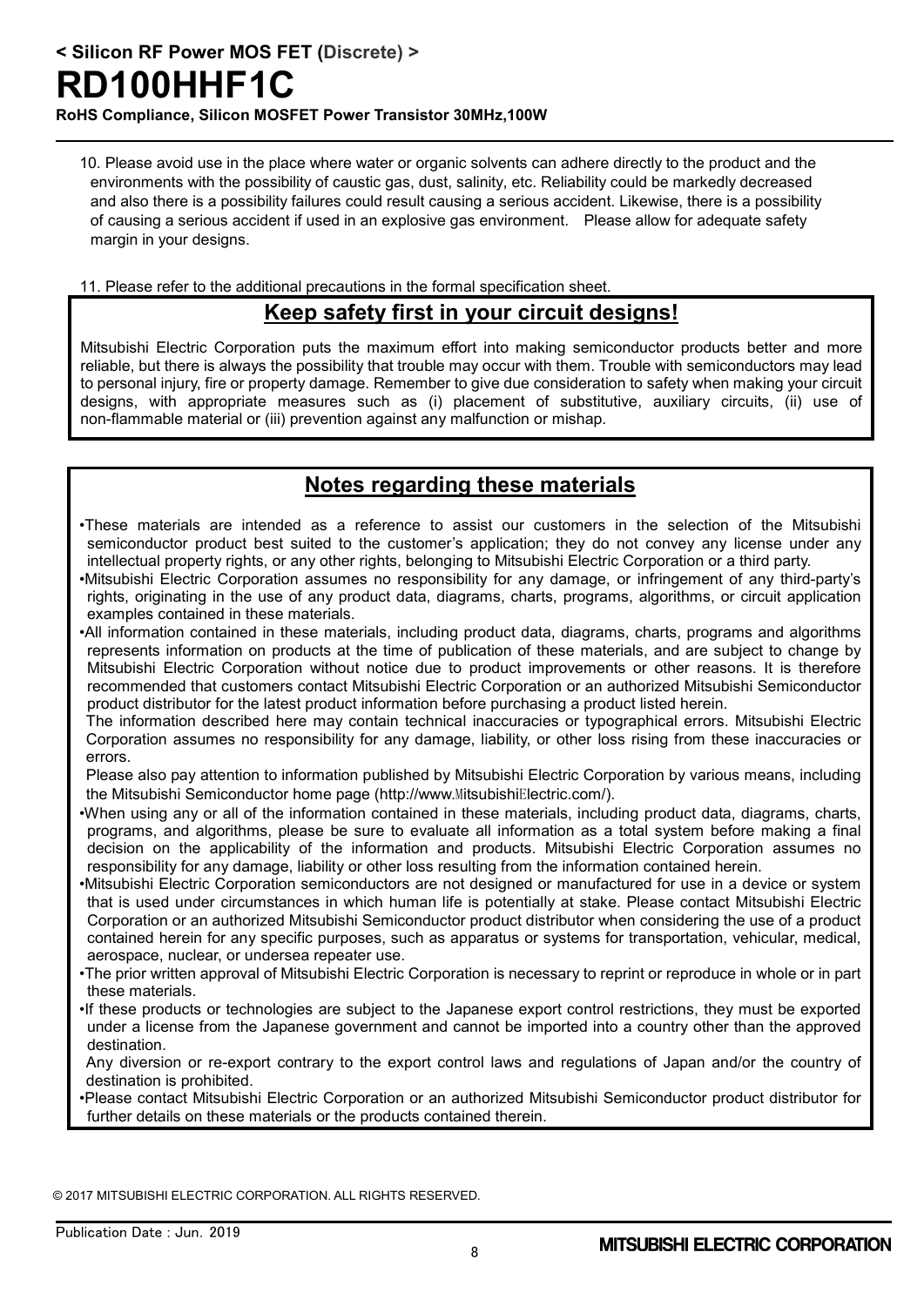10. Please avoid use in the place where water or organic solvents can adhere directly to the product and the environments with the possibility of caustic gas, dust, salinity, etc. Reliability could be markedly decreased and also there is a possibility failures could result causing a serious accident. Likewise, there is a possibility of causing a serious accident if used in an explosive gas environment. Please allow for adequate safety margin in your designs.

11. Please refer to the additional precautions in the formal specification sheet.

## Keep safety first in your circuit designs!

Mitsubishi Electric Corporation puts the maximum effort into making semiconductor products better and more reliable, but there is always the possibility that trouble may occur with them. Trouble with semiconductors may lead to personal injury, fire or property damage. Remember to give due consideration to safety when making your circuit designs, with appropriate measures such as (i) placement of substitutive, auxiliary circuits, (ii) use of non-flammable material or (iii) prevention against any malfunction or mishap.

## Notes regarding these materials

- These materials are intended as a reference to assist our customers in the selection of the Mitsubishi semiconductor product best suited to the customer's application; they do not convey any license under any intellectual property rights, or any other rights, belonging to Mitsubishi Electric Corporation or a third party.
- Mitsubishi Electric Corporation assumes no responsibility for any damage, or infringement of any third-party's rights, originating in the use of any product data, diagrams, charts, programs, algorithms, or circuit application examples contained in these materials.
- All information contained in these materials, including product data, diagrams, charts, programs and algorithms represents information on products at the time of publication of these materials, and are subject to change by Mitsubishi Electric Corporation without notice due to product improvements or other reasons. It is therefore recommended that customers contact Mitsubishi Electric Corporation or an authorized Mitsubishi Semiconductor product distributor for the latest product information before purchasing a product listed herein.
  The information described here may contain technical inaccuracies or typographical errors. Mitsubishi Electric Corporation assumes no responsibility for any damage, liability, or other loss rising from these inaccuracies or errors.
  Please also pay attention to information published by Mitsubishi Electric Corporation by various means, including the Mitsubishi Semiconductor home page (http://www.MitsubishiElectric.com/).
- When using any or all of the information contained in these materials, including product data, diagrams, charts, programs, and algorithms, please be sure to evaluate all information as a total system before making a final decision on the applicability of the information and products. Mitsubishi Electric Corporation assumes no responsibility for any damage, liability or other loss resulting from the information contained herein.
- Mitsubishi Electric Corporation semiconductors are not designed or manufactured for use in a device or system that is used under circumstances in which human life is potentially at stake. Please contact Mitsubishi Electric Corporation or an authorized Mitsubishi Semiconductor product distributor when considering the use of a product contained herein for any specific purposes, such as apparatus or systems for transportation, vehicular, medical, aerospace, nuclear, or undersea repeater use.
- The prior written approval of Mitsubishi Electric Corporation is necessary to reprint or reproduce in whole or in part these materials.
- If these products or technologies are subject to the Japanese export control restrictions, they must be exported under a license from the Japanese government and cannot be imported into a country other than the approved destination.
  Any diversion or re-export contrary to the export control laws and regulations of Japan and/or the country of destination is prohibited.
- Please contact Mitsubishi Electric Corporation or an authorized Mitsubishi Semiconductor product distributor for further details on these materials or the products contained therein.

© 2017 MITSUBISHI ELECTRIC CORPORATION. ALL RIGHTS RESERVED.